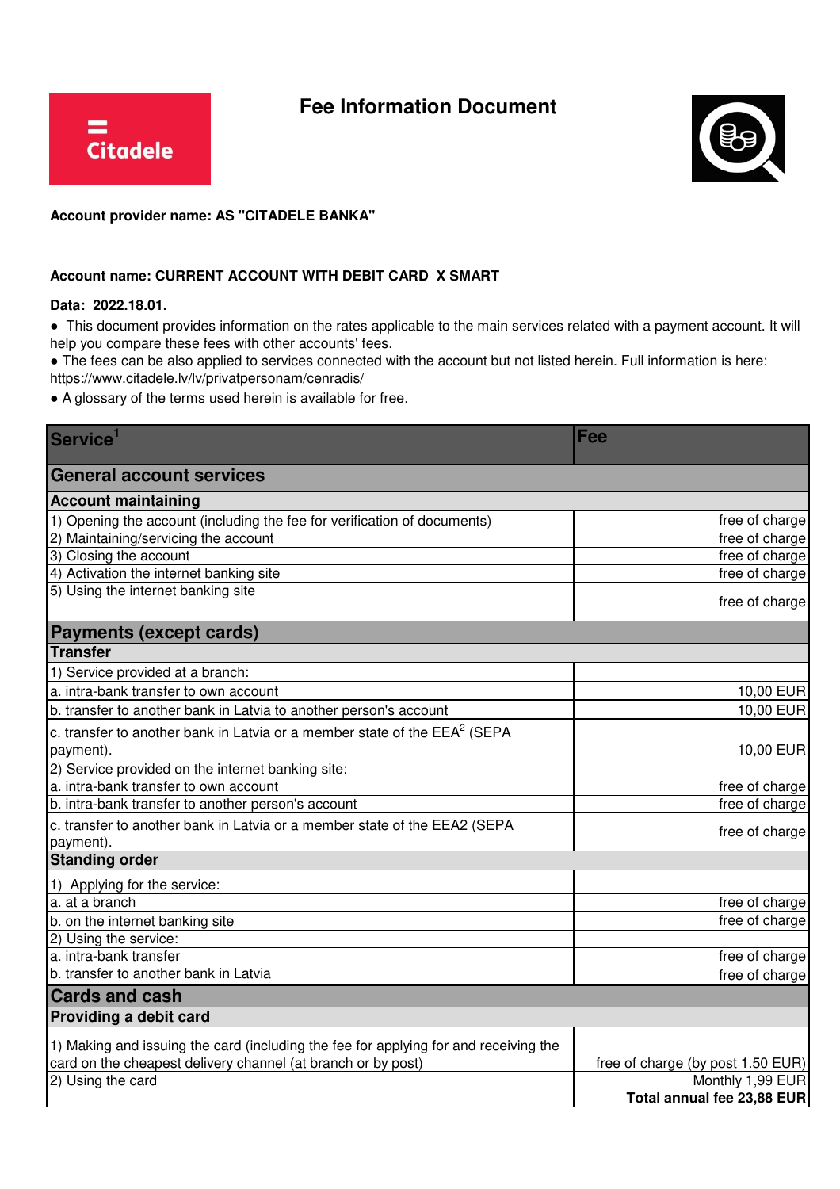# Fee Information Document

**Account provider name: AS "CITADELE BANKA"**

**Account name: CURRENT ACCOUNT WITH DEBIT CARD X SMART**

**Data: 2022.18.01.**

- This document provides information on the rates applicable to the main services related with a payment account. It will help you compare these fees with other accounts' fees.
- The fees can be also applied to services connected with the account but not listed herein. Full information is here: https://www.citadele.lv/lv/privatpersonam/cenradis/
- A glossary of the terms used herein is available for free.

| Service[1] | Fee |
|---|---|
| **General account services** | |
| **Account maintaining** | |
| 1) Opening the account (including the fee for verification of documents) | free of charge |
| 2) Maintaining/servicing the account | free of charge |
| 3) Closing the account | free of charge |
| 4) Activation the internet banking site | free of charge |
| 5) Using the internet banking site | free of charge |
| **Payments (except cards)** | |
| **Transfer** | |
| 1) Service provided at a branch: | |
| a. intra-bank transfer to own account | 10,00 EUR |
| b. transfer to another bank in Latvia to another person's account | 10,00 EUR |
| c. transfer to another bank in Latvia or a member state of the EEA[2] (SEPA payment). | 10,00 EUR |
| 2) Service provided on the internet banking site: | |
| a. intra-bank transfer to own account | free of charge |
| b. intra-bank transfer to another person's account | free of charge |
| c. transfer to another bank in Latvia or a member state of the EEA2 (SEPA payment). | free of charge |
| **Standing order** | |
| 1) Applying for the service: | |
| a. at a branch | free of charge |
| b. on the internet banking site | free of charge |
| 2) Using the service: | |
| a. intra-bank transfer | free of charge |
| b. transfer to another bank in Latvia | free of charge |
| **Cards and cash** | |
| **Providing a debit card** | |
| 1) Making and issuing the card (including the fee for applying for and receiving the card on the cheapest delivery channel (at branch or by post) | free of charge (by post 1.50 EUR) |
| 2) Using the card | Monthly 1,99 EUR<br>**Total annual fee 23,88 EUR** |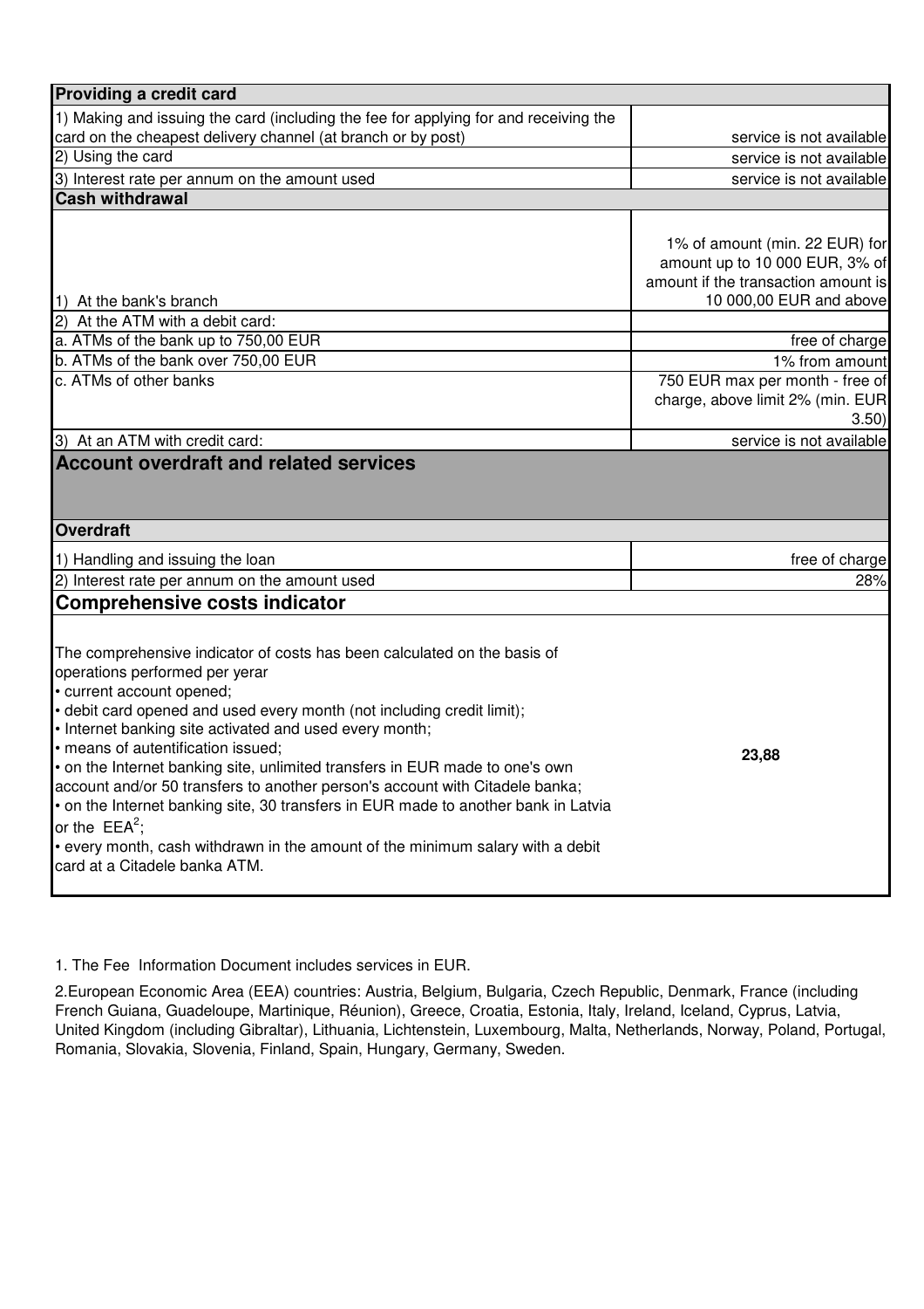| | |
|---|---|
| **Providing a credit card** | |
| 1) Making and issuing the card (including the fee for applying for and receiving the card on the cheapest delivery channel (at branch or by post) | service is not available |
| 2) Using the card | service is not available |
| 3) Interest rate per annum on the amount used | service is not available |
| **Cash withdrawal** | |
| 1) At the bank's branch | 1% of amount (min. 22 EUR) for amount up to 10 000 EUR, 3% of amount if the transaction amount is 10 000,00 EUR and above |
| 2) At the ATM with a debit card: | |
| a. ATMs of the bank up to 750,00 EUR | free of charge |
| b. ATMs of the bank over 750,00 EUR | 1% from amount |
| c. ATMs of other banks | 750 EUR max per month - free of charge, above limit 2% (min. EUR 3.50) |
| 3) At an ATM with credit card: | service is not available |

## Account overdraft and related services

| | |
|---|---|
| **Overdraft** | |
| 1) Handling and issuing the loan | free of charge |
| 2) Interest rate per annum on the amount used | 28% |

## Comprehensive costs indicator

| | |
|---|---|
| The comprehensive indicator of costs has been calculated on the basis of operations performed per yerar<br>• current account opened;<br>• debit card opened and used every month (not including credit limit);<br>• Internet banking site activated and used every month;<br>• means of autentification issued;<br>• on the Internet banking site, unlimited transfers in EUR made to one's own account and/or 50 transfers to another person's account with Citadele banka;<br>• on the Internet banking site, 30 transfers in EUR made to another bank in Latvia or the EEA[2];<br>• every month, cash withdrawn in the amount of the minimum salary with a debit card at a Citadele banka ATM. | **23,88** |

1. The Fee Information Document includes services in EUR.

2.European Economic Area (EEA) countries: Austria, Belgium, Bulgaria, Czech Republic, Denmark, France (including French Guiana, Guadeloupe, Martinique, Réunion), Greece, Croatia, Estonia, Italy, Ireland, Iceland, Cyprus, Latvia, United Kingdom (including Gibraltar), Lithuania, Lichtenstein, Luxembourg, Malta, Netherlands, Norway, Poland, Portugal, Romania, Slovakia, Slovenia, Finland, Spain, Hungary, Germany, Sweden.